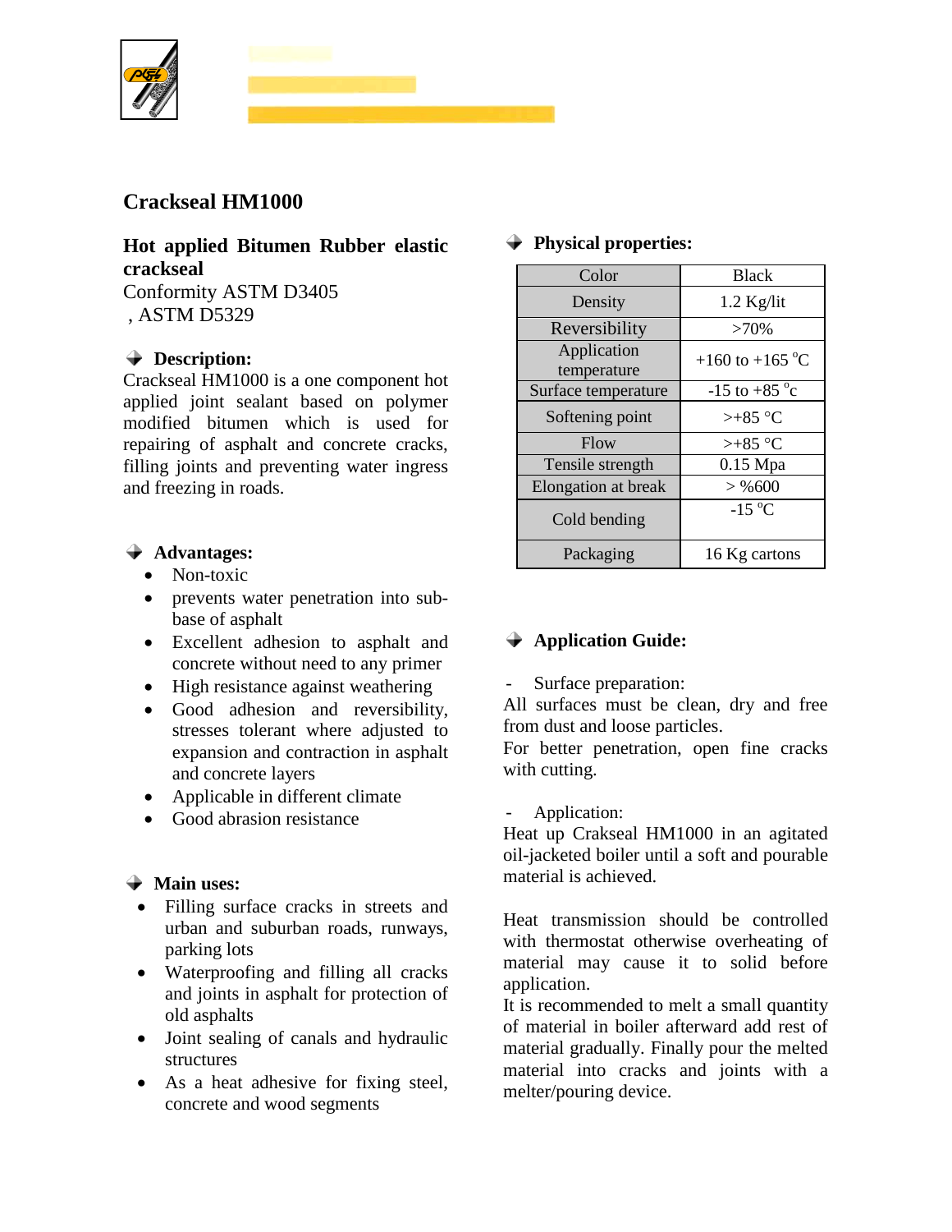# Crackseal HM1000

**Hot applied Bitumen Rubber elastic crackseal**

Conformity ASTM D3405
, ASTM D5329

## Description:

Crackseal HM1000 is a one component hot applied joint sealant based on polymer modified bitumen which is used for repairing of asphalt and concrete cracks, filling joints and preventing water ingress and freezing in roads.

## Advantages:

- Non-toxic
- prevents water penetration into sub-base of asphalt
- Excellent adhesion to asphalt and concrete without need to any primer
- High resistance against weathering
- Good adhesion and reversibility, stresses tolerant where adjusted to expansion and contraction in asphalt and concrete layers
- Applicable in different climate
- Good abrasion resistance

## Main uses:

- Filling surface cracks in streets and urban and suburban roads, runways, parking lots
- Waterproofing and filling all cracks and joints in asphalt for protection of old asphalts
- Joint sealing of canals and hydraulic structures
- As a heat adhesive for fixing steel, concrete and wood segments

## Physical properties:

| Color | Black |
|---|---|
| Density | 1.2 Kg/lit |
| Reversibility | >70% |
| Application temperature | +160 to +165 °C |
| Surface temperature | -15 to +85 °c |
| Softening point | >+85 °C |
| Flow | >+85 °C |
| Tensile strength | 0.15 Mpa |
| Elongation at break | > %600 |
| Cold bending | -15 °C |
| Packaging | 16 Kg cartons |

## Application Guide:

- Surface preparation:

All surfaces must be clean, dry and free from dust and loose particles.
For better penetration, open fine cracks with cutting.

- Application:

Heat up Crakseal HM1000 in an agitated oil-jacketed boiler until a soft and pourable material is achieved.

Heat transmission should be controlled with thermostat otherwise overheating of material may cause it to solid before application.
It is recommended to melt a small quantity of material in boiler afterward add rest of material gradually. Finally pour the melted material into cracks and joints with a melter/pouring device.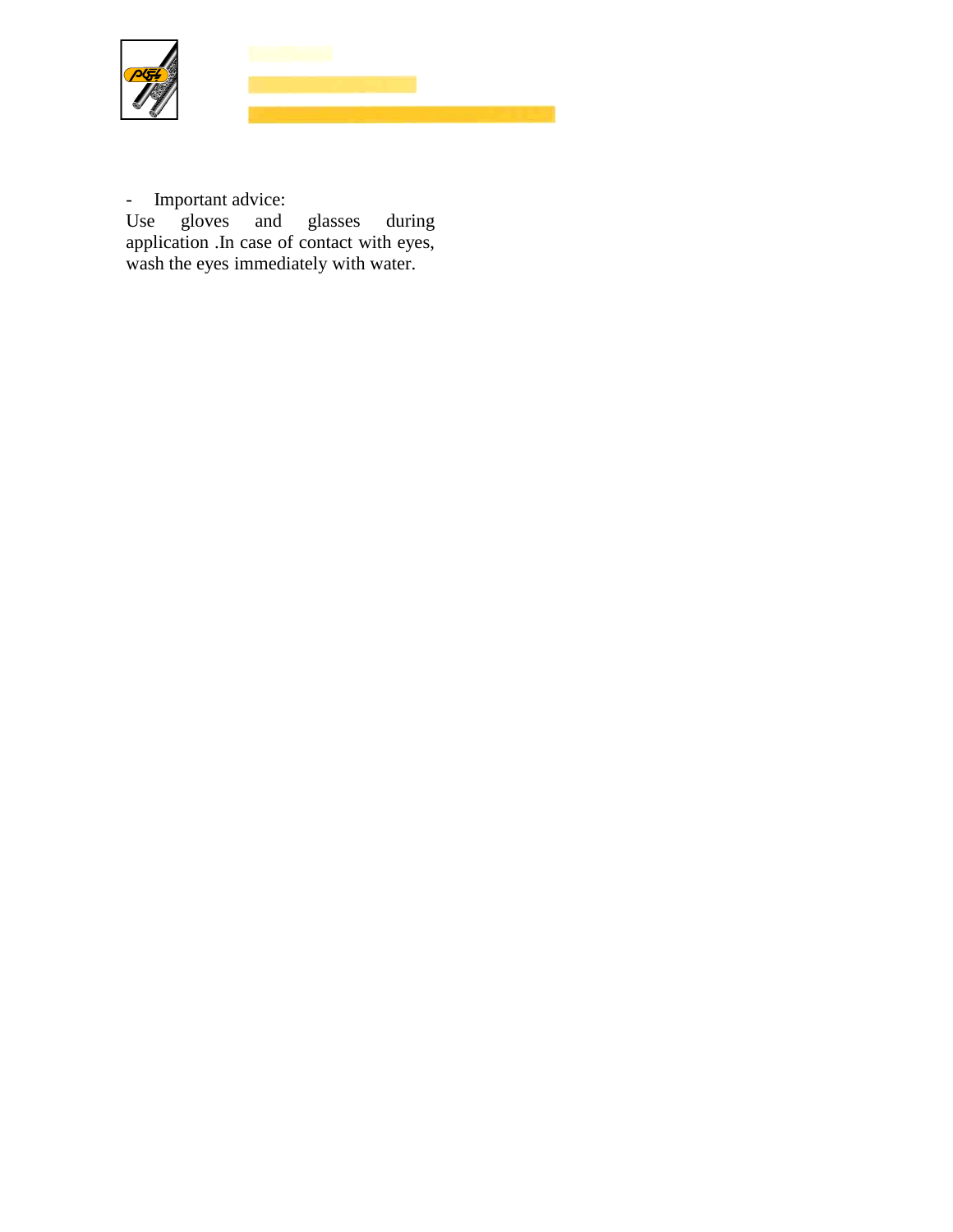- Important advice:

Use gloves and glasses during application .In case of contact with eyes, wash the eyes immediately with water.